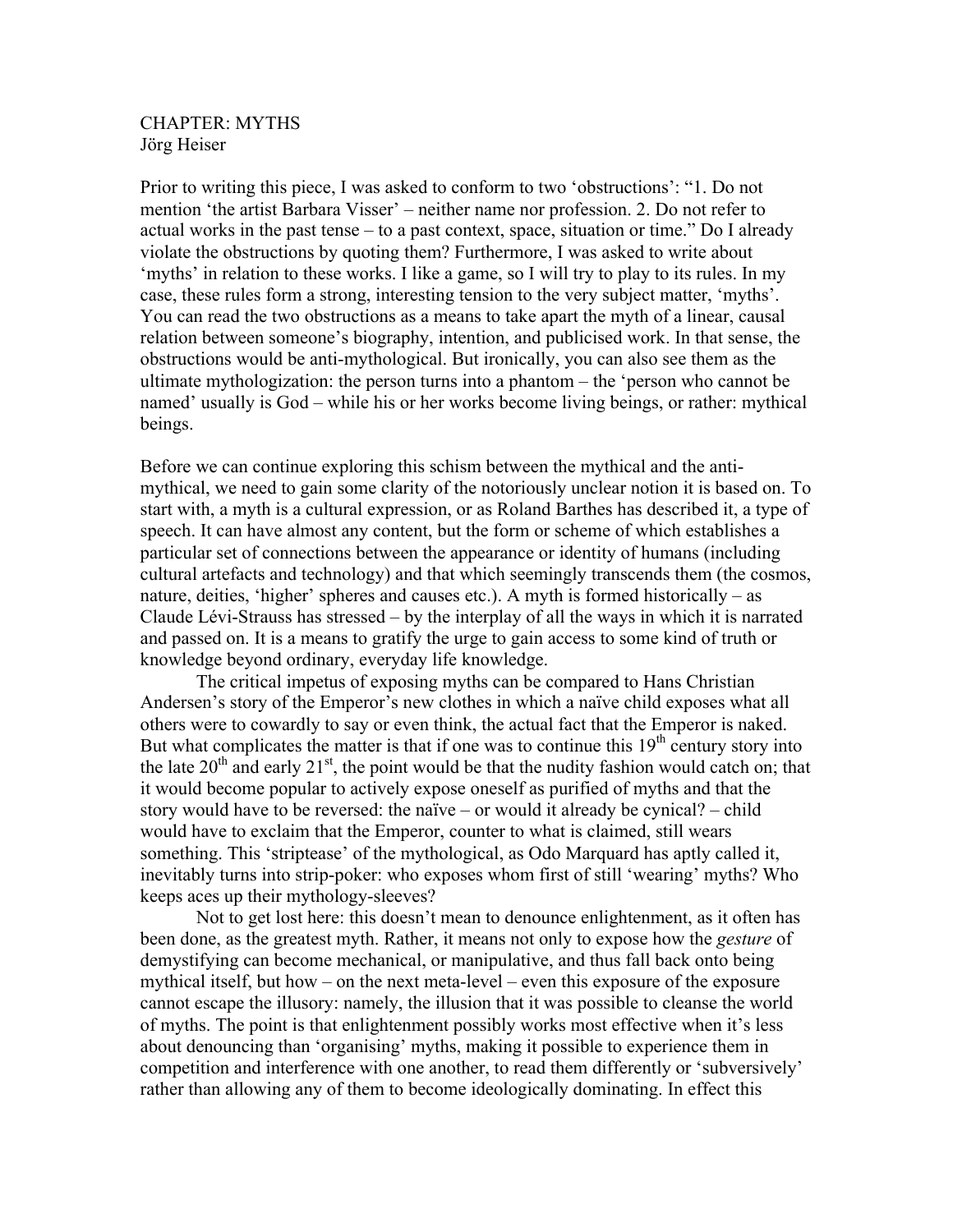CHAPTER: MYTHS
Jörg Heiser

Prior to writing this piece, I was asked to conform to two 'obstructions': "1. Do not mention 'the artist Barbara Visser' – neither name nor profession. 2. Do not refer to actual works in the past tense – to a past context, space, situation or time." Do I already violate the obstructions by quoting them? Furthermore, I was asked to write about 'myths' in relation to these works. I like a game, so I will try to play to its rules. In my case, these rules form a strong, interesting tension to the very subject matter, 'myths'. You can read the two obstructions as a means to take apart the myth of a linear, causal relation between someone's biography, intention, and publicised work. In that sense, the obstructions would be anti-mythological. But ironically, you can also see them as the ultimate mythologization: the person turns into a phantom – the 'person who cannot be named' usually is God – while his or her works become living beings, or rather: mythical beings.

Before we can continue exploring this schism between the mythical and the anti-mythical, we need to gain some clarity of the notoriously unclear notion it is based on. To start with, a myth is a cultural expression, or as Roland Barthes has described it, a type of speech. It can have almost any content, but the form or scheme of which establishes a particular set of connections between the appearance or identity of humans (including cultural artefacts and technology) and that which seemingly transcends them (the cosmos, nature, deities, 'higher' spheres and causes etc.). A myth is formed historically – as Claude Lévi-Strauss has stressed – by the interplay of all the ways in which it is narrated and passed on. It is a means to gratify the urge to gain access to some kind of truth or knowledge beyond ordinary, everyday life knowledge.

The critical impetus of exposing myths can be compared to Hans Christian Andersen's story of the Emperor's new clothes in which a naïve child exposes what all others were to cowardly to say or even think, the actual fact that the Emperor is naked. But what complicates the matter is that if one was to continue this 19th century story into the late 20th and early 21st, the point would be that the nudity fashion would catch on; that it would become popular to actively expose oneself as purified of myths and that the story would have to be reversed: the naïve – or would it already be cynical? – child would have to exclaim that the Emperor, counter to what is claimed, still wears something. This 'striptease' of the mythological, as Odo Marquard has aptly called it, inevitably turns into strip-poker: who exposes whom first of still 'wearing' myths? Who keeps aces up their mythology-sleeves?

Not to get lost here: this doesn't mean to denounce enlightenment, as it often has been done, as the greatest myth. Rather, it means not only to expose how the *gesture* of demystifying can become mechanical, or manipulative, and thus fall back onto being mythical itself, but how – on the next meta-level – even this exposure of the exposure cannot escape the illusory: namely, the illusion that it was possible to cleanse the world of myths. The point is that enlightenment possibly works most effective when it's less about denouncing than 'organising' myths, making it possible to experience them in competition and interference with one another, to read them differently or 'subversively' rather than allowing any of them to become ideologically dominating. In effect this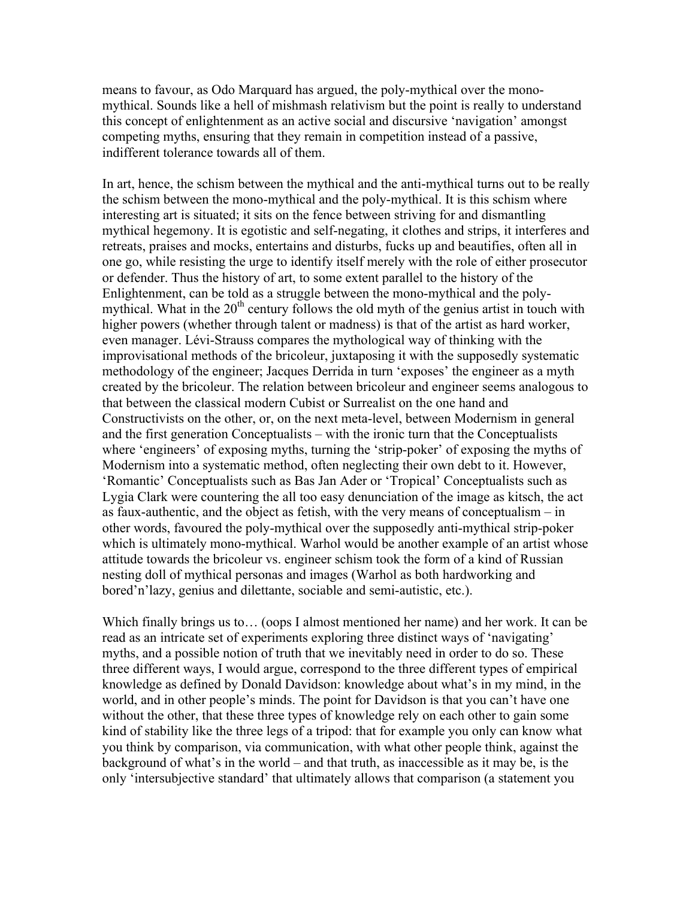means to favour, as Odo Marquard has argued, the poly-mythical over the mono-mythical. Sounds like a hell of mishmash relativism but the point is really to understand this concept of enlightenment as an active social and discursive 'navigation' amongst competing myths, ensuring that they remain in competition instead of a passive, indifferent tolerance towards all of them.

In art, hence, the schism between the mythical and the anti-mythical turns out to be really the schism between the mono-mythical and the poly-mythical. It is this schism where interesting art is situated; it sits on the fence between striving for and dismantling mythical hegemony. It is egotistic and self-negating, it clothes and strips, it interferes and retreats, praises and mocks, entertains and disturbs, fucks up and beautifies, often all in one go, while resisting the urge to identify itself merely with the role of either prosecutor or defender. Thus the history of art, to some extent parallel to the history of the Enlightenment, can be told as a struggle between the mono-mythical and the poly-mythical. What in the 20th century follows the old myth of the genius artist in touch with higher powers (whether through talent or madness) is that of the artist as hard worker, even manager. Lévi-Strauss compares the mythological way of thinking with the improvisational methods of the bricoleur, juxtaposing it with the supposedly systematic methodology of the engineer; Jacques Derrida in turn 'exposes' the engineer as a myth created by the bricoleur. The relation between bricoleur and engineer seems analogous to that between the classical modern Cubist or Surrealist on the one hand and Constructivists on the other, or, on the next meta-level, between Modernism in general and the first generation Conceptualists – with the ironic turn that the Conceptualists where 'engineers' of exposing myths, turning the 'strip-poker' of exposing the myths of Modernism into a systematic method, often neglecting their own debt to it. However, 'Romantic' Conceptualists such as Bas Jan Ader or 'Tropical' Conceptualists such as Lygia Clark were countering the all too easy denunciation of the image as kitsch, the act as faux-authentic, and the object as fetish, with the very means of conceptualism – in other words, favoured the poly-mythical over the supposedly anti-mythical strip-poker which is ultimately mono-mythical. Warhol would be another example of an artist whose attitude towards the bricoleur vs. engineer schism took the form of a kind of Russian nesting doll of mythical personas and images (Warhol as both hardworking and bored'n'lazy, genius and dilettante, sociable and semi-autistic, etc.).

Which finally brings us to… (oops I almost mentioned her name) and her work. It can be read as an intricate set of experiments exploring three distinct ways of 'navigating' myths, and a possible notion of truth that we inevitably need in order to do so. These three different ways, I would argue, correspond to the three different types of empirical knowledge as defined by Donald Davidson: knowledge about what's in my mind, in the world, and in other people's minds. The point for Davidson is that you can't have one without the other, that these three types of knowledge rely on each other to gain some kind of stability like the three legs of a tripod: that for example you only can know what you think by comparison, via communication, with what other people think, against the background of what's in the world – and that truth, as inaccessible as it may be, is the only 'intersubjective standard' that ultimately allows that comparison (a statement you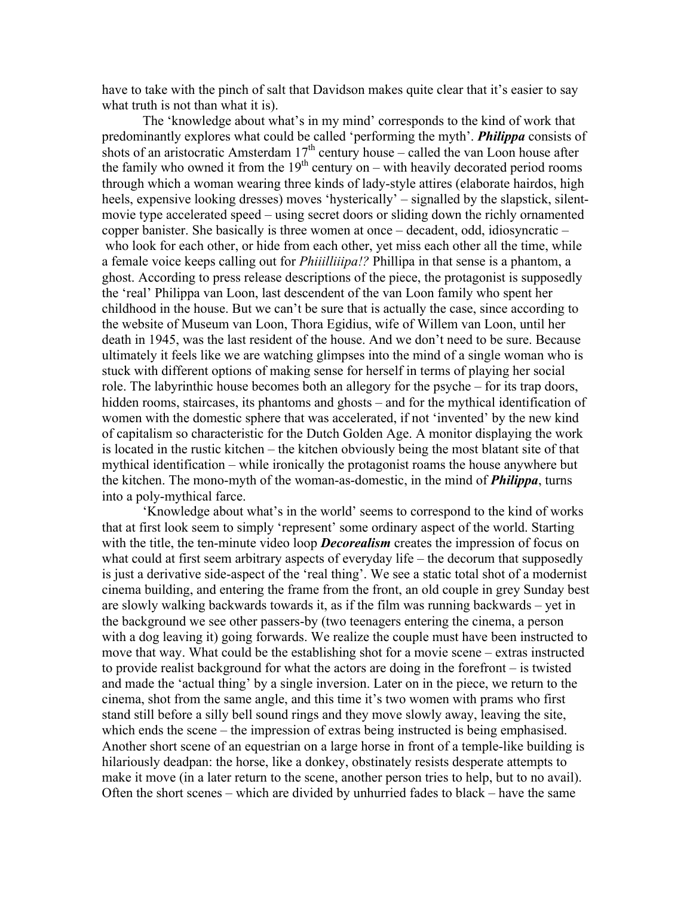have to take with the pinch of salt that Davidson makes quite clear that it's easier to say what truth is not than what it is).

The 'knowledge about what's in my mind' corresponds to the kind of work that predominantly explores what could be called 'performing the myth'. ***Philippa*** consists of shots of an aristocratic Amsterdam 17th century house – called the van Loon house after the family who owned it from the 19th century on – with heavily decorated period rooms through which a woman wearing three kinds of lady-style attires (elaborate hairdos, high heels, expensive looking dresses) moves 'hysterically' – signalled by the slapstick, silent-movie type accelerated speed – using secret doors or sliding down the richly ornamented copper banister. She basically is three women at once – decadent, odd, idiosyncratic – who look for each other, or hide from each other, yet miss each other all the time, while a female voice keeps calling out for *Phiiilliiipa!?* Phillipa in that sense is a phantom, a ghost. According to press release descriptions of the piece, the protagonist is supposedly the 'real' Philippa van Loon, last descendent of the van Loon family who spent her childhood in the house. But we can't be sure that is actually the case, since according to the website of Museum van Loon, Thora Egidius, wife of Willem van Loon, until her death in 1945, was the last resident of the house. And we don't need to be sure. Because ultimately it feels like we are watching glimpses into the mind of a single woman who is stuck with different options of making sense for herself in terms of playing her social role. The labyrinthic house becomes both an allegory for the psyche – for its trap doors, hidden rooms, staircases, its phantoms and ghosts – and for the mythical identification of women with the domestic sphere that was accelerated, if not 'invented' by the new kind of capitalism so characteristic for the Dutch Golden Age. A monitor displaying the work is located in the rustic kitchen – the kitchen obviously being the most blatant site of that mythical identification – while ironically the protagonist roams the house anywhere but the kitchen. The mono-myth of the woman-as-domestic, in the mind of ***Philippa***, turns into a poly-mythical farce.

'Knowledge about what's in the world' seems to correspond to the kind of works that at first look seem to simply 'represent' some ordinary aspect of the world. Starting with the title, the ten-minute video loop ***Decorealism*** creates the impression of focus on what could at first seem arbitrary aspects of everyday life – the decorum that supposedly is just a derivative side-aspect of the 'real thing'. We see a static total shot of a modernist cinema building, and entering the frame from the front, an old couple in grey Sunday best are slowly walking backwards towards it, as if the film was running backwards – yet in the background we see other passers-by (two teenagers entering the cinema, a person with a dog leaving it) going forwards. We realize the couple must have been instructed to move that way. What could be the establishing shot for a movie scene – extras instructed to provide realist background for what the actors are doing in the forefront – is twisted and made the 'actual thing' by a single inversion. Later on in the piece, we return to the cinema, shot from the same angle, and this time it's two women with prams who first stand still before a silly bell sound rings and they move slowly away, leaving the site, which ends the scene – the impression of extras being instructed is being emphasised. Another short scene of an equestrian on a large horse in front of a temple-like building is hilariously deadpan: the horse, like a donkey, obstinately resists desperate attempts to make it move (in a later return to the scene, another person tries to help, but to no avail). Often the short scenes – which are divided by unhurried fades to black – have the same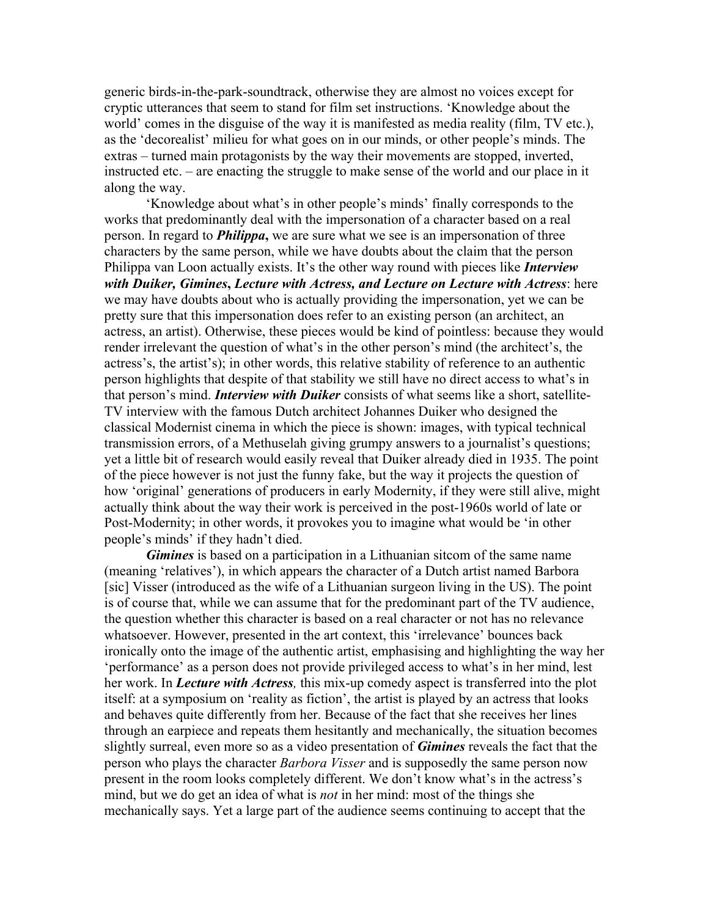generic birds-in-the-park-soundtrack, otherwise they are almost no voices except for cryptic utterances that seem to stand for film set instructions. 'Knowledge about the world' comes in the disguise of the way it is manifested as media reality (film, TV etc.), as the 'decorealist' milieu for what goes on in our minds, or other people's minds. The extras – turned main protagonists by the way their movements are stopped, inverted, instructed etc. – are enacting the struggle to make sense of the world and our place in it along the way.

'Knowledge about what's in other people's minds' finally corresponds to the works that predominantly deal with the impersonation of a character based on a real person. In regard to ***Philippa*,** we are sure what we see is an impersonation of three characters by the same person, while we have doubts about the claim that the person Philippa van Loon actually exists. It's the other way round with pieces like ***Interview with Duiker, Gimines*, *Lecture with Actress, and Lecture on Lecture with Actress***: here we may have doubts about who is actually providing the impersonation, yet we can be pretty sure that this impersonation does refer to an existing person (an architect, an actress, an artist). Otherwise, these pieces would be kind of pointless: because they would render irrelevant the question of what's in the other person's mind (the architect's, the actress's, the artist's); in other words, this relative stability of reference to an authentic person highlights that despite of that stability we still have no direct access to what's in that person's mind. ***Interview with Duiker*** consists of what seems like a short, satellite-TV interview with the famous Dutch architect Johannes Duiker who designed the classical Modernist cinema in which the piece is shown: images, with typical technical transmission errors, of a Methuselah giving grumpy answers to a journalist's questions; yet a little bit of research would easily reveal that Duiker already died in 1935. The point of the piece however is not just the funny fake, but the way it projects the question of how 'original' generations of producers in early Modernity, if they were still alive, might actually think about the way their work is perceived in the post-1960s world of late or Post-Modernity; in other words, it provokes you to imagine what would be 'in other people's minds' if they hadn't died.

***Gimines*** is based on a participation in a Lithuanian sitcom of the same name (meaning 'relatives'), in which appears the character of a Dutch artist named Barbora [sic] Visser (introduced as the wife of a Lithuanian surgeon living in the US). The point is of course that, while we can assume that for the predominant part of the TV audience, the question whether this character is based on a real character or not has no relevance whatsoever. However, presented in the art context, this 'irrelevance' bounces back ironically onto the image of the authentic artist, emphasising and highlighting the way her 'performance' as a person does not provide privileged access to what's in her mind, lest her work. In ***Lecture with Actress,*** this mix-up comedy aspect is transferred into the plot itself: at a symposium on 'reality as fiction', the artist is played by an actress that looks and behaves quite differently from her. Because of the fact that she receives her lines through an earpiece and repeats them hesitantly and mechanically, the situation becomes slightly surreal, even more so as a video presentation of ***Gimines*** reveals the fact that the person who plays the character *Barbora Visser* and is supposedly the same person now present in the room looks completely different. We don't know what's in the actress's mind, but we do get an idea of what is *not* in her mind: most of the things she mechanically says. Yet a large part of the audience seems continuing to accept that the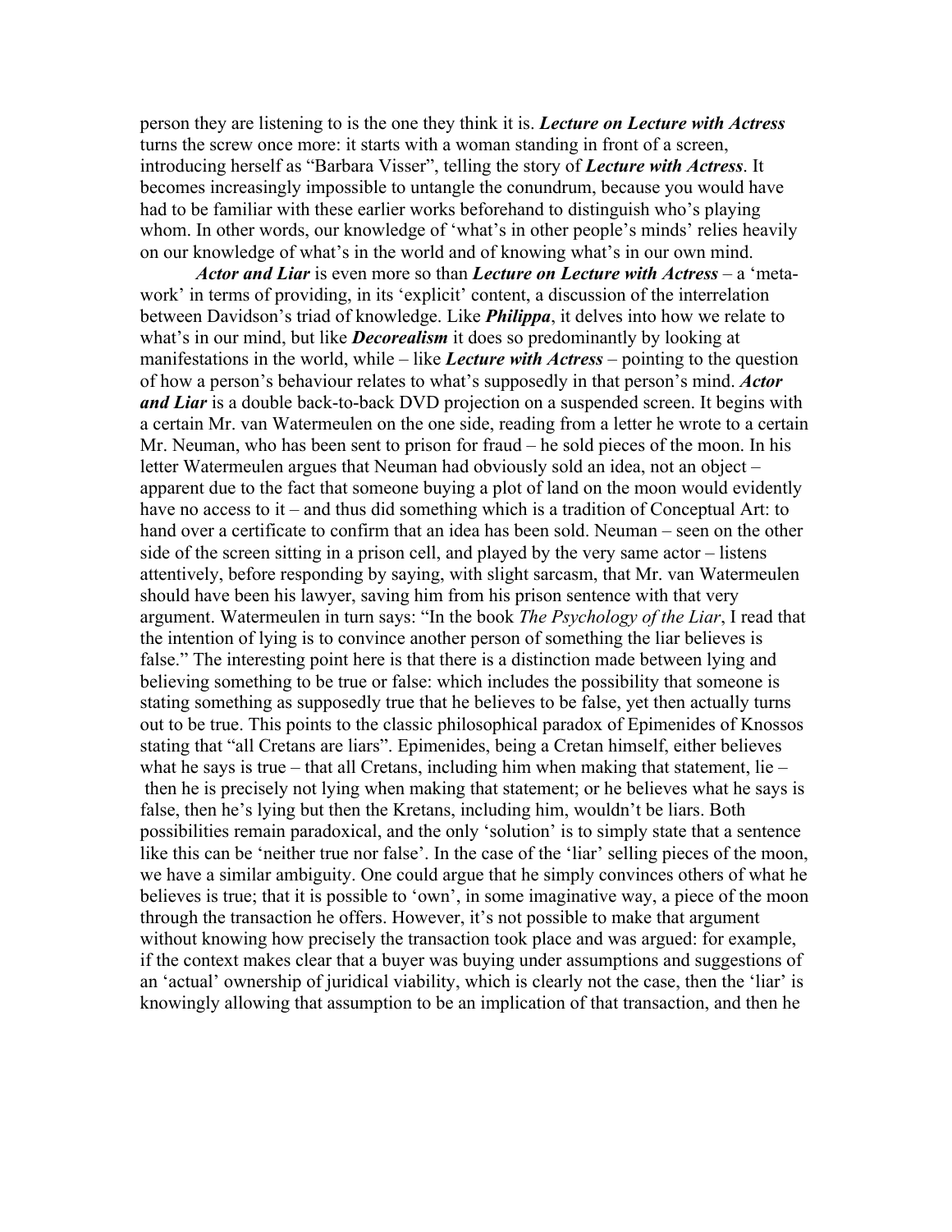person they are listening to is the one they think it is. ***Lecture on Lecture with Actress*** turns the screw once more: it starts with a woman standing in front of a screen, introducing herself as "Barbara Visser", telling the story of ***Lecture with Actress***. It becomes increasingly impossible to untangle the conundrum, because you would have had to be familiar with these earlier works beforehand to distinguish who's playing whom. In other words, our knowledge of 'what's in other people's minds' relies heavily on our knowledge of what's in the world and of knowing what's in our own mind.

***Actor and Liar*** is even more so than ***Lecture on Lecture with Actress*** – a 'meta-work' in terms of providing, in its 'explicit' content, a discussion of the interrelation between Davidson's triad of knowledge. Like ***Philippa***, it delves into how we relate to what's in our mind, but like ***Decorealism*** it does so predominantly by looking at manifestations in the world, while – like ***Lecture with Actress*** – pointing to the question of how a person's behaviour relates to what's supposedly in that person's mind. ***Actor and Liar*** is a double back-to-back DVD projection on a suspended screen. It begins with a certain Mr. van Watermeulen on the one side, reading from a letter he wrote to a certain Mr. Neuman, who has been sent to prison for fraud – he sold pieces of the moon. In his letter Watermeulen argues that Neuman had obviously sold an idea, not an object – apparent due to the fact that someone buying a plot of land on the moon would evidently have no access to it – and thus did something which is a tradition of Conceptual Art: to hand over a certificate to confirm that an idea has been sold. Neuman – seen on the other side of the screen sitting in a prison cell, and played by the very same actor – listens attentively, before responding by saying, with slight sarcasm, that Mr. van Watermeulen should have been his lawyer, saving him from his prison sentence with that very argument. Watermeulen in turn says: "In the book *The Psychology of the Liar*, I read that the intention of lying is to convince another person of something the liar believes is false." The interesting point here is that there is a distinction made between lying and believing something to be true or false: which includes the possibility that someone is stating something as supposedly true that he believes to be false, yet then actually turns out to be true. This points to the classic philosophical paradox of Epimenides of Knossos stating that "all Cretans are liars". Epimenides, being a Cretan himself, either believes what he says is true – that all Cretans, including him when making that statement, lie – then he is precisely not lying when making that statement; or he believes what he says is false, then he's lying but then the Kretans, including him, wouldn't be liars. Both possibilities remain paradoxical, and the only 'solution' is to simply state that a sentence like this can be 'neither true nor false'. In the case of the 'liar' selling pieces of the moon, we have a similar ambiguity. One could argue that he simply convinces others of what he believes is true; that it is possible to 'own', in some imaginative way, a piece of the moon through the transaction he offers. However, it's not possible to make that argument without knowing how precisely the transaction took place and was argued: for example, if the context makes clear that a buyer was buying under assumptions and suggestions of an 'actual' ownership of juridical viability, which is clearly not the case, then the 'liar' is knowingly allowing that assumption to be an implication of that transaction, and then he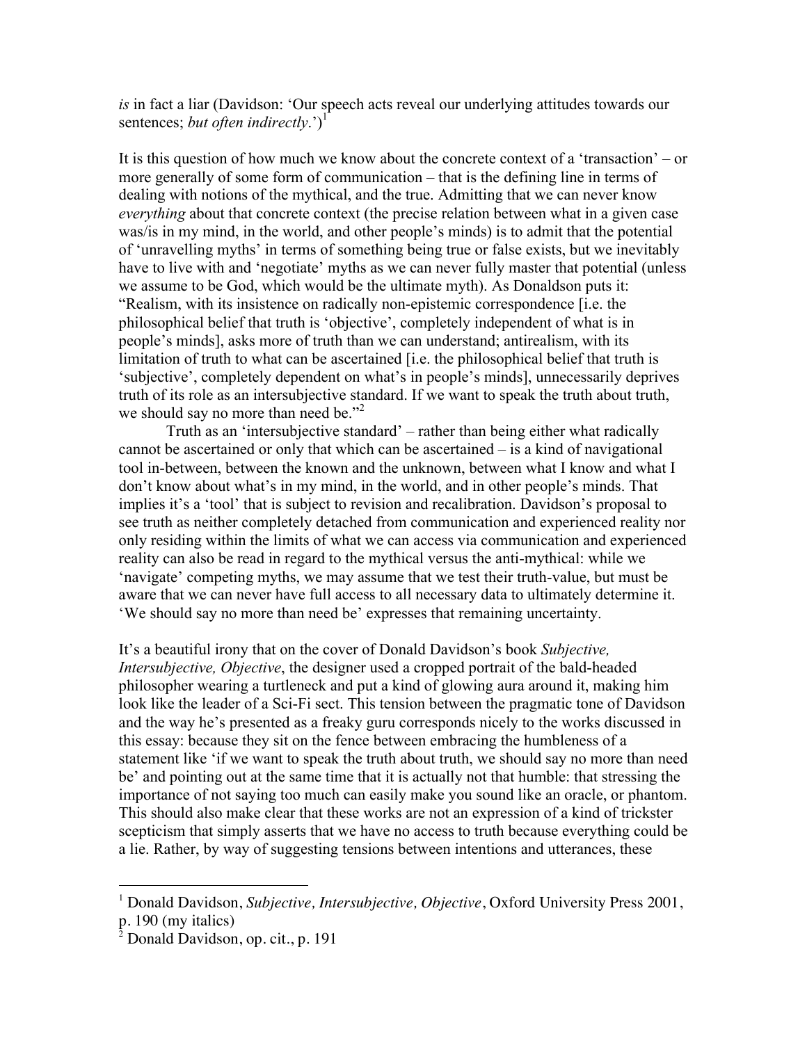*is* in fact a liar (Davidson: 'Our speech acts reveal our underlying attitudes towards our sentences; *but often indirectly*.')[1]

It is this question of how much we know about the concrete context of a 'transaction' – or more generally of some form of communication – that is the defining line in terms of dealing with notions of the mythical, and the true. Admitting that we can never know *everything* about that concrete context (the precise relation between what in a given case was/is in my mind, in the world, and other people's minds) is to admit that the potential of 'unravelling myths' in terms of something being true or false exists, but we inevitably have to live with and 'negotiate' myths as we can never fully master that potential (unless we assume to be God, which would be the ultimate myth). As Donaldson puts it: "Realism, with its insistence on radically non-epistemic correspondence [i.e. the philosophical belief that truth is 'objective', completely independent of what is in people's minds], asks more of truth than we can understand; antirealism, with its limitation of truth to what can be ascertained [i.e. the philosophical belief that truth is 'subjective', completely dependent on what's in people's minds], unnecessarily deprives truth of its role as an intersubjective standard. If we want to speak the truth about truth, we should say no more than need be."[2]

Truth as an 'intersubjective standard' – rather than being either what radically cannot be ascertained or only that which can be ascertained – is a kind of navigational tool in-between, between the known and the unknown, between what I know and what I don't know about what's in my mind, in the world, and in other people's minds. That implies it's a 'tool' that is subject to revision and recalibration. Davidson's proposal to see truth as neither completely detached from communication and experienced reality nor only residing within the limits of what we can access via communication and experienced reality can also be read in regard to the mythical versus the anti-mythical: while we 'navigate' competing myths, we may assume that we test their truth-value, but must be aware that we can never have full access to all necessary data to ultimately determine it. 'We should say no more than need be' expresses that remaining uncertainty.

It's a beautiful irony that on the cover of Donald Davidson's book *Subjective, Intersubjective, Objective*, the designer used a cropped portrait of the bald-headed philosopher wearing a turtleneck and put a kind of glowing aura around it, making him look like the leader of a Sci-Fi sect. This tension between the pragmatic tone of Davidson and the way he's presented as a freaky guru corresponds nicely to the works discussed in this essay: because they sit on the fence between embracing the humbleness of a statement like 'if we want to speak the truth about truth, we should say no more than need be' and pointing out at the same time that it is actually not that humble: that stressing the importance of not saying too much can easily make you sound like an oracle, or phantom. This should also make clear that these works are not an expression of a kind of trickster scepticism that simply asserts that we have no access to truth because everything could be a lie. Rather, by way of suggesting tensions between intentions and utterances, these

---

[1] Donald Davidson, *Subjective, Intersubjective, Objective*, Oxford University Press 2001, p. 190 (my italics)

[2] Donald Davidson, op. cit., p. 191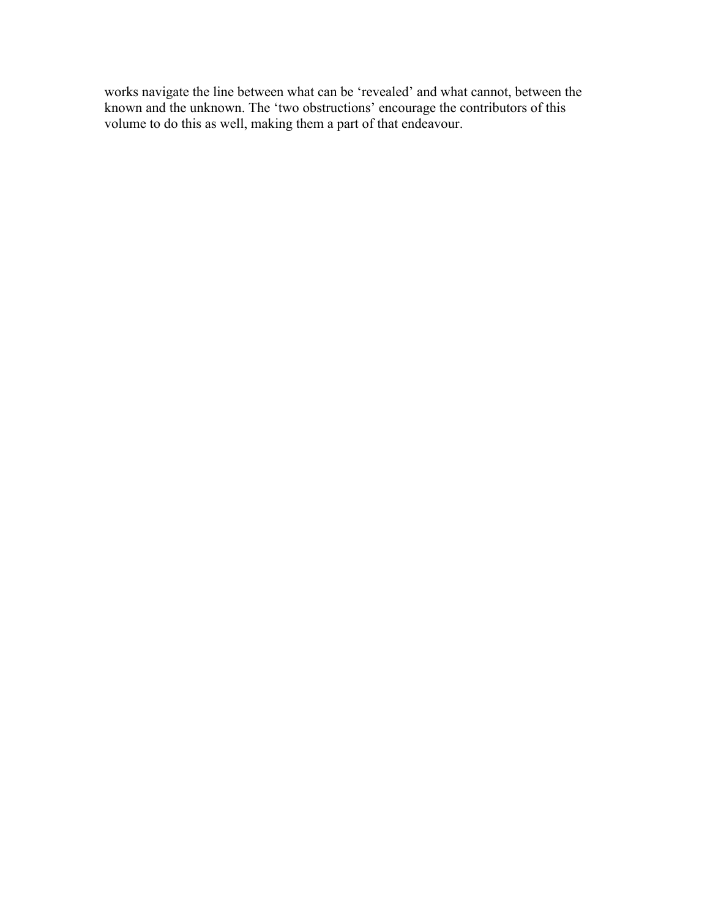works navigate the line between what can be ‘revealed’ and what cannot, between the known and the unknown. The ‘two obstructions’ encourage the contributors of this volume to do this as well, making them a part of that endeavour.